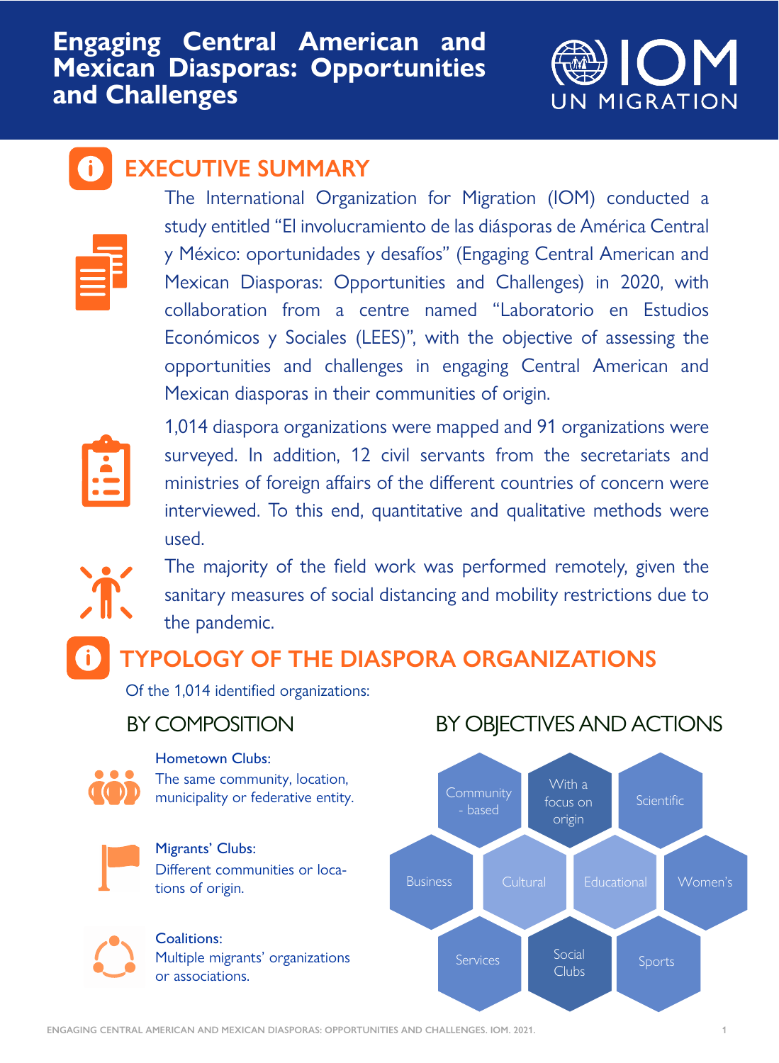# Engaging Central American and Mexican Diasporas: Opportunities and Challenges

IOM UN MIGRATION

## EXECUTIVE SUMMARY

The International Organization for Migration (IOM) conducted a study entitled "El involucramiento de las diásporas de América Central y México: oportunidades y desafíos" (Engaging Central American and Mexican Diasporas: Opportunities and Challenges) in 2020, with collaboration from a centre named "Laboratorio en Estudios Económicos y Sociales (LEES)", with the objective of assessing the opportunities and challenges in engaging Central American and Mexican diasporas in their communities of origin.

1,014 diaspora organizations were mapped and 91 organizations were surveyed. In addition, 12 civil servants from the secretariats and ministries of foreign affairs of the different countries of concern were interviewed. To this end, quantitative and qualitative methods were used.

The majority of the field work was performed remotely, given the sanitary measures of social distancing and mobility restrictions due to the pandemic.

## TYPOLOGY OF THE DIASPORA ORGANIZATIONS

Of the 1,014 identified organizations:

### BY COMPOSITION

**Hometown Clubs:**
The same community, location, municipality or federative entity.

**Migrants' Clubs:**
Different communities or locations of origin.

**Coalitions:**
Multiple migrants' organizations or associations.

### BY OBJECTIVES AND ACTIONS

- Community - based
- With a focus on origin
- Scientific
- Business
- Cultural
- Educational
- Women's
- Services
- Social Clubs
- Sports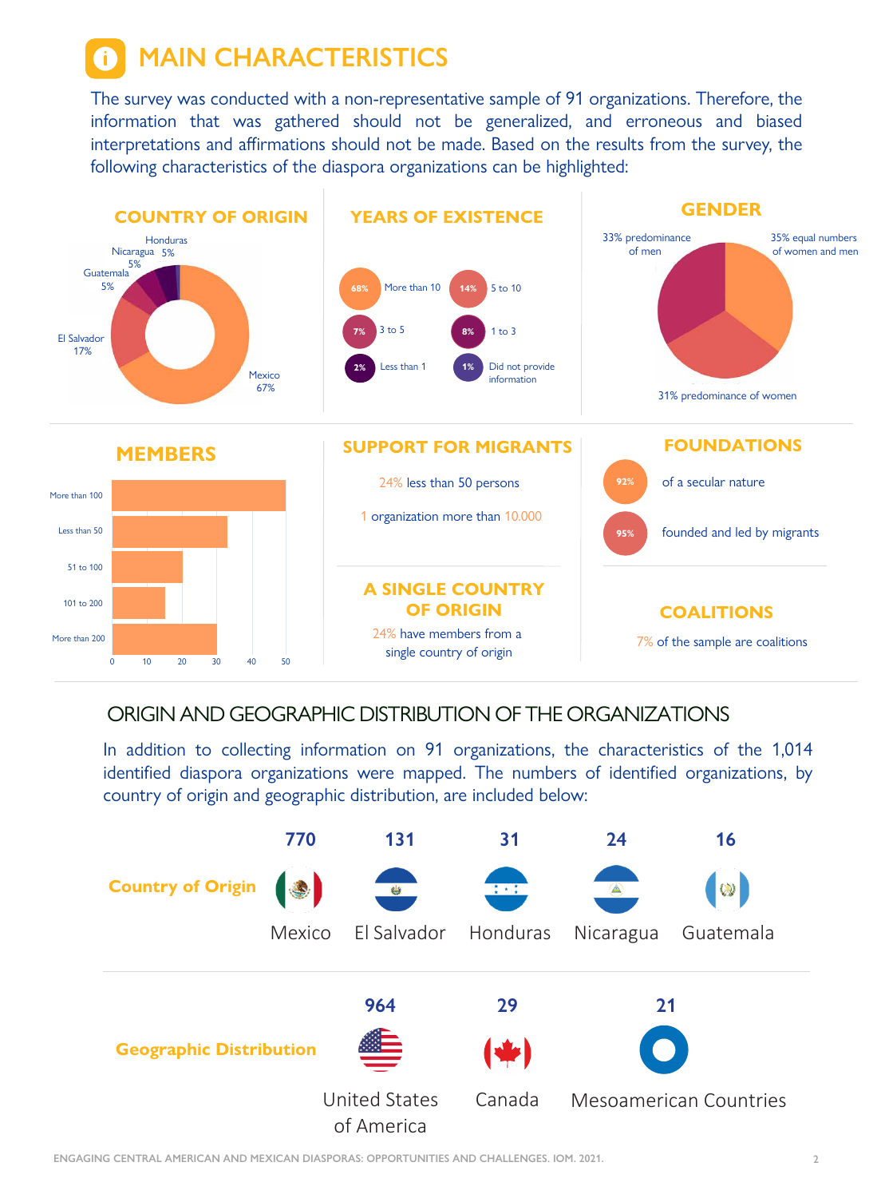# MAIN CHARACTERISTICS

The survey was conducted with a non-representative sample of 91 organizations. Therefore, the information that was gathered should not be generalized, and erroneous and biased interpretations and affirmations should not be made. Based on the results from the survey, the following characteristics of the diaspora organizations can be highlighted:

## COUNTRY OF ORIGIN

- Mexico 67%
- El Salvador 17%
- Guatemala 5%
- Nicaragua 5%
- Honduras 5%

## YEARS OF EXISTENCE

- 68% More than 10
- 14% 5 to 10
- 7% 3 to 5
- 8% 1 to 3
- 2% Less than 1
- 1% Did not provide information

## GENDER

- 35% equal numbers of women and men
- 33% predominance of men
- 31% predominance of women

## MEMBERS

| Members | Approx. value |
| --- | --- |
| More than 100 | 50 |
| Less than 50 | 33 |
| 51 to 100 | 20 |
| 101 to 200 | 15 |
| More than 200 | 30 |

## SUPPORT FOR MIGRANTS

24% less than 50 persons

1 organization more than 10.000

## A SINGLE COUNTRY OF ORIGIN

24% have members from a single country of origin

## FOUNDATIONS

- 92% of a secular nature
- 95% founded and led by migrants

## COALITIONS

7% of the sample are coalitions

## ORIGIN AND GEOGRAPHIC DISTRIBUTION OF THE ORGANIZATIONS

In addition to collecting information on 91 organizations, the characteristics of the 1,014 identified diaspora organizations were mapped. The numbers of identified organizations, by country of origin and geographic distribution, are included below:

**Country of Origin**

| Mexico | El Salvador | Honduras | Nicaragua | Guatemala |
| --- | --- | --- | --- | --- |
| 770 | 131 | 31 | 24 | 16 |

**Geographic Distribution**

| United States of America | Canada | Mesoamerican Countries |
| --- | --- | --- |
| 964 | 29 | 21 |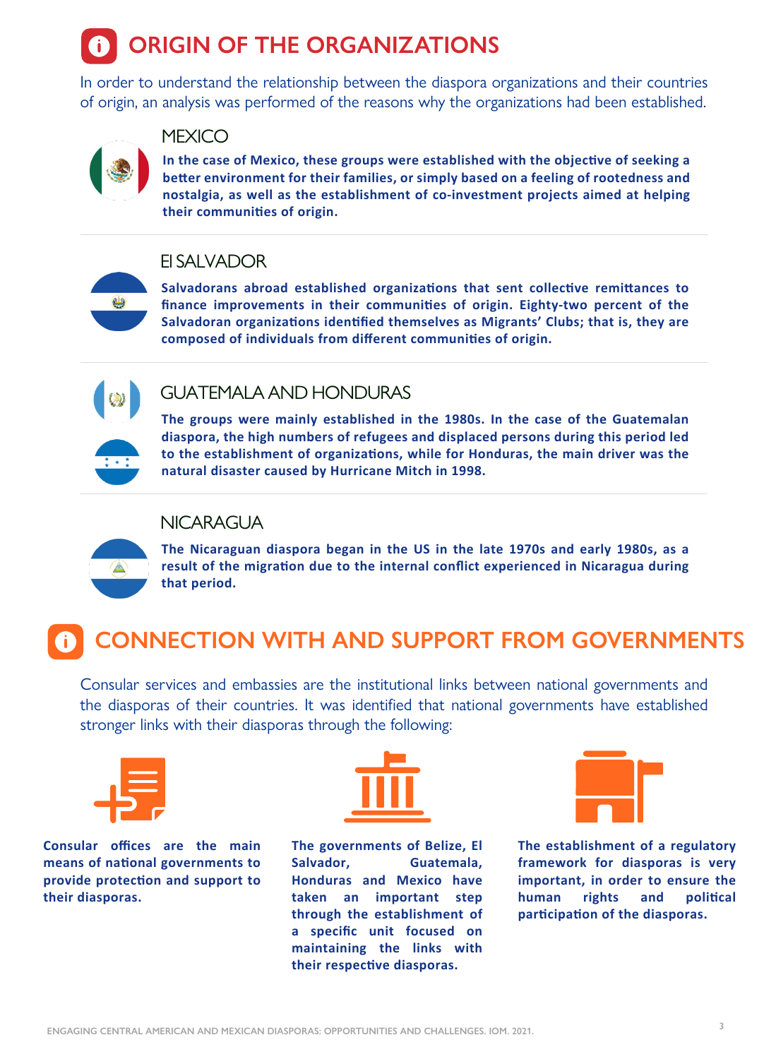# ORIGIN OF THE ORGANIZATIONS

In order to understand the relationship between the diaspora organizations and their countries of origin, an analysis was performed of the reasons why the organizations had been established.

## MEXICO

**In the case of Mexico, these groups were established with the objective of seeking a better environment for their families, or simply based on a feeling of rootedness and nostalgia, as well as the establishment of co-investment projects aimed at helping their communities of origin.**

## El SALVADOR

**Salvadorans abroad established organizations that sent collective remittances to finance improvements in their communities of origin. Eighty-two percent of the Salvadoran organizations identified themselves as Migrants' Clubs; that is, they are composed of individuals from different communities of origin.**

## GUATEMALA AND HONDURAS

**The groups were mainly established in the 1980s. In the case of the Guatemalan diaspora, the high numbers of refugees and displaced persons during this period led to the establishment of organizations, while for Honduras, the main driver was the natural disaster caused by Hurricane Mitch in 1998.**

## NICARAGUA

**The Nicaraguan diaspora began in the US in the late 1970s and early 1980s, as a result of the migration due to the internal conflict experienced in Nicaragua during that period.**

# CONNECTION WITH AND SUPPORT FROM GOVERNMENTS

Consular services and embassies are the institutional links between national governments and the diasporas of their countries. It was identified that national governments have established stronger links with their diasporas through the following:

**Consular offices are the main means of national governments to provide protection and support to their diasporas.**

**The governments of Belize, El Salvador, Guatemala, Honduras and Mexico have taken an important step through the establishment of a specific unit focused on maintaining the links with their respective diasporas.**

**The establishment of a regulatory framework for diasporas is very important, in order to ensure the human rights and political participation of the diasporas.**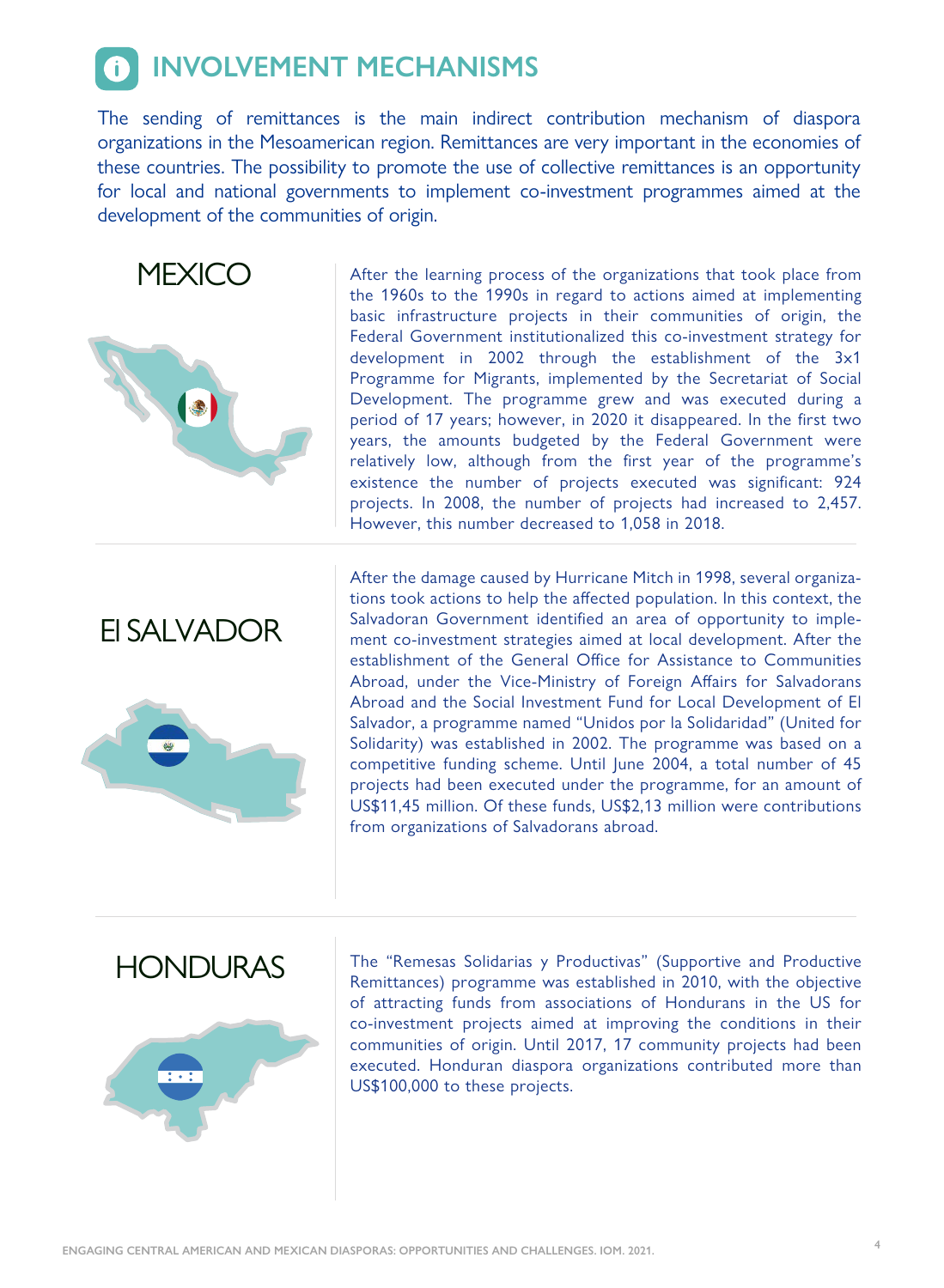# INVOLVEMENT MECHANISMS

The sending of remittances is the main indirect contribution mechanism of diaspora organizations in the Mesoamerican region. Remittances are very important in the economies of these countries. The possibility to promote the use of collective remittances is an opportunity for local and national governments to implement co-investment programmes aimed at the development of the communities of origin.

## MEXICO

After the learning process of the organizations that took place from the 1960s to the 1990s in regard to actions aimed at implementing basic infrastructure projects in their communities of origin, the Federal Government institutionalized this co-investment strategy for development in 2002 through the establishment of the 3x1 Programme for Migrants, implemented by the Secretariat of Social Development. The programme grew and was executed during a period of 17 years; however, in 2020 it disappeared. In the first two years, the amounts budgeted by the Federal Government were relatively low, although from the first year of the programme's existence the number of projects executed was significant: 924 projects. In 2008, the number of projects had increased to 2,457. However, this number decreased to 1,058 in 2018.

## El SALVADOR

After the damage caused by Hurricane Mitch in 1998, several organizations took actions to help the affected population. In this context, the Salvadoran Government identified an area of opportunity to implement co-investment strategies aimed at local development. After the establishment of the General Office for Assistance to Communities Abroad, under the Vice-Ministry of Foreign Affairs for Salvadorans Abroad and the Social Investment Fund for Local Development of El Salvador, a programme named "Unidos por la Solidaridad" (United for Solidarity) was established in 2002. The programme was based on a competitive funding scheme. Until June 2004, a total number of 45 projects had been executed under the programme, for an amount of US$11,45 million. Of these funds, US$2,13 million were contributions from organizations of Salvadorans abroad.

## HONDURAS

The "Remesas Solidarias y Productivas" (Supportive and Productive Remittances) programme was established in 2010, with the objective of attracting funds from associations of Hondurans in the US for co-investment projects aimed at improving the conditions in their communities of origin. Until 2017, 17 community projects had been executed. Honduran diaspora organizations contributed more than US$100,000 to these projects.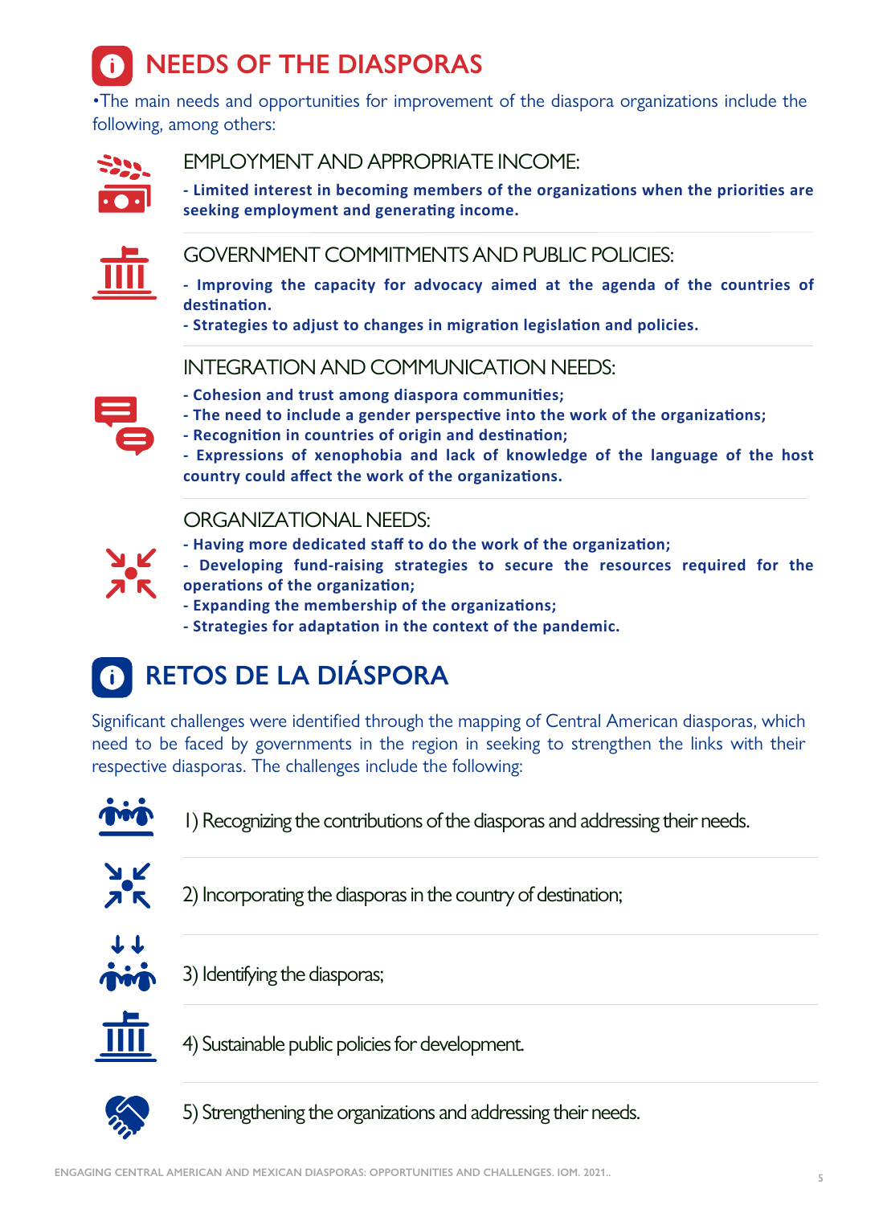# NEEDS OF THE DIASPORAS

•The main needs and opportunities for improvement of the diaspora organizations include the following, among others:

## EMPLOYMENT AND APPROPRIATE INCOME:

**- Limited interest in becoming members of the organizations when the priorities are seeking employment and generating income.**

## GOVERNMENT COMMITMENTS AND PUBLIC POLICIES:

**- Improving the capacity for advocacy aimed at the agenda of the countries of destination.**
**- Strategies to adjust to changes in migration legislation and policies.**

## INTEGRATION AND COMMUNICATION NEEDS:

**- Cohesion and trust among diaspora communities;**
**- The need to include a gender perspective into the work of the organizations;**
**- Recognition in countries of origin and destination;**
**- Expressions of xenophobia and lack of knowledge of the language of the host country could affect the work of the organizations.**

## ORGANIZATIONAL NEEDS:

**- Having more dedicated staff to do the work of the organization;**
**- Developing fund-raising strategies to secure the resources required for the operations of the organization;**
**- Expanding the membership of the organizations;**
**- Strategies for adaptation in the context of the pandemic.**

# RETOS DE LA DIÁSPORA

Significant challenges were identified through the mapping of Central American diasporas, which need to be faced by governments in the region in seeking to strengthen the links with their respective diasporas. The challenges include the following:

1) Recognizing the contributions of the diasporas and addressing their needs.

2) Incorporating the diasporas in the country of destination;

3) Identifying the diasporas;

4) Sustainable public policies for development.

5) Strengthening the organizations and addressing their needs.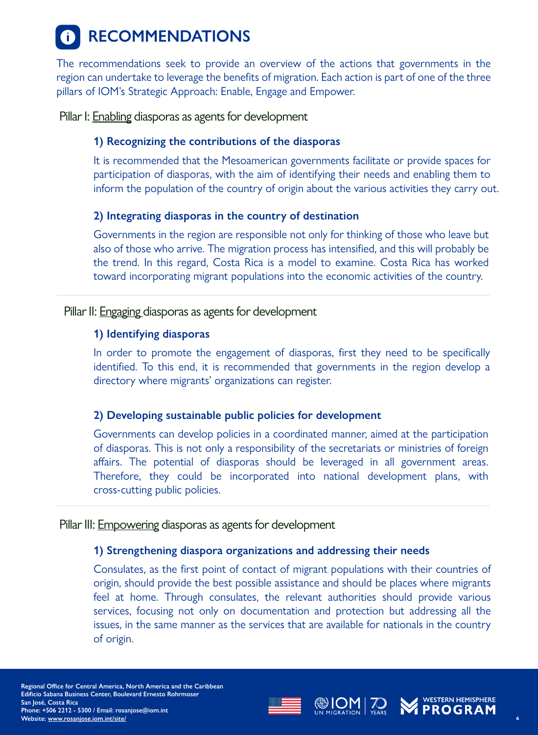# RECOMMENDATIONS

The recommendations seek to provide an overview of the actions that governments in the region can undertake to leverage the benefits of migration. Each action is part of one of the three pillars of IOM's Strategic Approach: Enable, Engage and Empower.

## Pillar I: Enabling diasporas as agents for development

### 1) Recognizing the contributions of the diasporas

It is recommended that the Mesoamerican governments facilitate or provide spaces for participation of diasporas, with the aim of identifying their needs and enabling them to inform the population of the country of origin about the various activities they carry out.

### 2) Integrating diasporas in the country of destination

Governments in the region are responsible not only for thinking of those who leave but also of those who arrive. The migration process has intensified, and this will probably be the trend. In this regard, Costa Rica is a model to examine. Costa Rica has worked toward incorporating migrant populations into the economic activities of the country.

## Pillar II: Engaging diasporas as agents for development

### 1) Identifying diasporas

In order to promote the engagement of diasporas, first they need to be specifically identified. To this end, it is recommended that governments in the region develop a directory where migrants' organizations can register.

### 2) Developing sustainable public policies for development

Governments can develop policies in a coordinated manner, aimed at the participation of diasporas. This is not only a responsibility of the secretariats or ministries of foreign affairs. The potential of diasporas should be leveraged in all government areas. Therefore, they could be incorporated into national development plans, with cross-cutting public policies.

## Pillar III: Empowering diasporas as agents for development

### 1) Strengthening diaspora organizations and addressing their needs

Consulates, as the first point of contact of migrant populations with their countries of origin, should provide the best possible assistance and should be places where migrants feel at home. Through consulates, the relevant authorities should provide various services, focusing not only on documentation and protection but addressing all the issues, in the same manner as the services that are available for nationals in the country of origin.

**Regional Office for Central America, North America and the Caribbean**
**Edificio Sabana Business Center, Boulevard Ernesto Rohrmoser**
**San José, Costa Rica**
**Phone: +506 2212 - 5300 / Email: rosanjose@iom.int**
**Website: www.rosanjose.iom.int/site/**

IOM UN MIGRATION | 70 YEARS

WESTERN HEMISPHERE PROGRAM